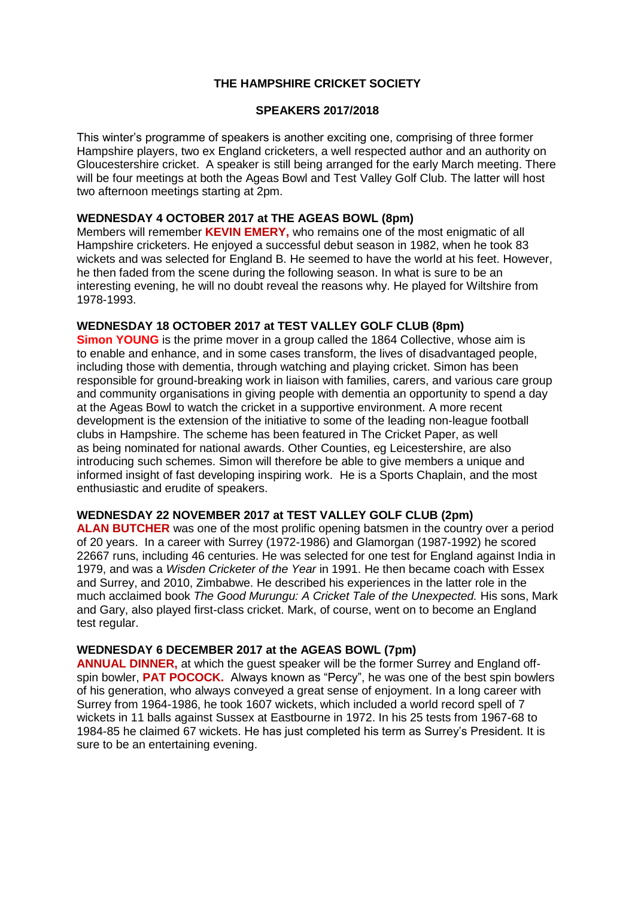# THE HAMPSHIRE CRICKET SOCIETY

## SPEAKERS 2017/2018

This winter's programme of speakers is another exciting one, comprising of three former Hampshire players, two ex England cricketers, a well respected author and an authority on Gloucestershire cricket. A speaker is still being arranged for the early March meeting. There will be four meetings at both the Ageas Bowl and Test Valley Golf Club. The latter will host two afternoon meetings starting at 2pm.

### WEDNESDAY 4 OCTOBER 2017 at THE AGEAS BOWL (8pm)

Members will remember **KEVIN EMERY,** who remains one of the most enigmatic of all Hampshire cricketers. He enjoyed a successful debut season in 1982, when he took 83 wickets and was selected for England B. He seemed to have the world at his feet. However, he then faded from the scene during the following season. In what is sure to be an interesting evening, he will no doubt reveal the reasons why. He played for Wiltshire from 1978-1993.

### WEDNESDAY 18 OCTOBER 2017 at TEST VALLEY GOLF CLUB (8pm)

**Simon YOUNG** is the prime mover in a group called the 1864 Collective, whose aim is to enable and enhance, and in some cases transform, the lives of disadvantaged people, including those with dementia, through watching and playing cricket. Simon has been responsible for ground-breaking work in liaison with families, carers, and various care group and community organisations in giving people with dementia an opportunity to spend a day at the Ageas Bowl to watch the cricket in a supportive environment. A more recent development is the extension of the initiative to some of the leading non-league football clubs in Hampshire. The scheme has been featured in The Cricket Paper, as well as being nominated for national awards. Other Counties, eg Leicestershire, are also introducing such schemes. Simon will therefore be able to give members a unique and informed insight of fast developing inspiring work. He is a Sports Chaplain, and the most enthusiastic and erudite of speakers.

### WEDNESDAY 22 NOVEMBER 2017 at TEST VALLEY GOLF CLUB (2pm)

**ALAN BUTCHER** was one of the most prolific opening batsmen in the country over a period of 20 years. In a career with Surrey (1972-1986) and Glamorgan (1987-1992) he scored 22667 runs, including 46 centuries. He was selected for one test for England against India in 1979, and was a *Wisden Cricketer of the Year* in 1991. He then became coach with Essex and Surrey, and 2010, Zimbabwe. He described his experiences in the latter role in the much acclaimed book *The Good Murungu: A Cricket Tale of the Unexpected.* His sons, Mark and Gary, also played first-class cricket. Mark, of course, went on to become an England test regular.

### WEDNESDAY 6 DECEMBER 2017 at the AGEAS BOWL (7pm)

**ANNUAL DINNER,** at which the guest speaker will be the former Surrey and England off-spin bowler, **PAT POCOCK.** Always known as "Percy", he was one of the best spin bowlers of his generation, who always conveyed a great sense of enjoyment. In a long career with Surrey from 1964-1986, he took 1607 wickets, which included a world record spell of 7 wickets in 11 balls against Sussex at Eastbourne in 1972. In his 25 tests from 1967-68 to 1984-85 he claimed 67 wickets. He has just completed his term as Surrey's President. It is sure to be an entertaining evening.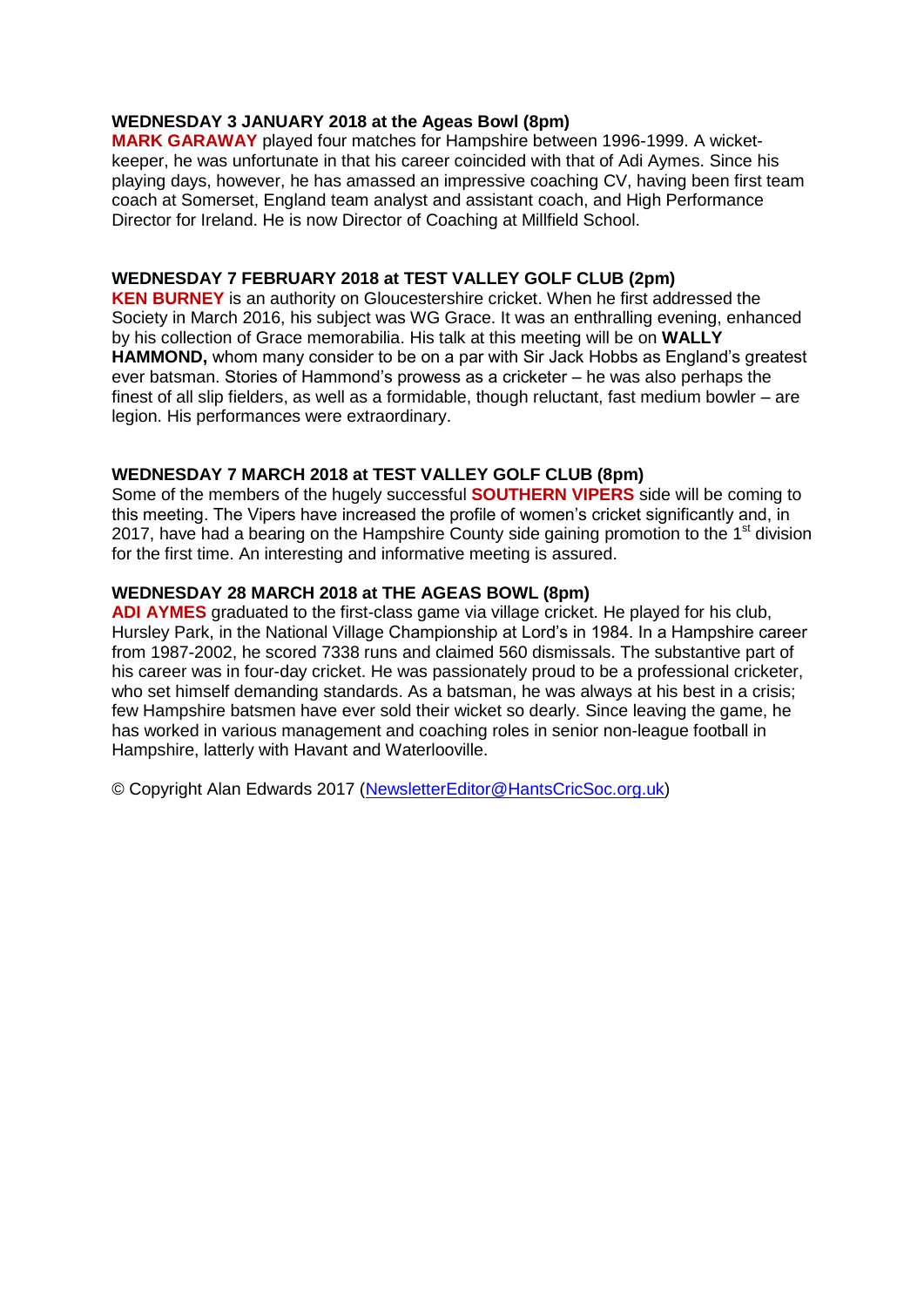**WEDNESDAY 3 JANUARY 2018 at the Ageas Bowl (8pm)**

**MARK GARAWAY** played four matches for Hampshire between 1996-1999. A wicket-keeper, he was unfortunate in that his career coincided with that of Adi Aymes. Since his playing days, however, he has amassed an impressive coaching CV, having been first team coach at Somerset, England team analyst and assistant coach, and High Performance Director for Ireland. He is now Director of Coaching at Millfield School.

**WEDNESDAY 7 FEBRUARY 2018 at TEST VALLEY GOLF CLUB (2pm)**

**KEN BURNEY** is an authority on Gloucestershire cricket. When he first addressed the Society in March 2016, his subject was WG Grace. It was an enthralling evening, enhanced by his collection of Grace memorabilia. His talk at this meeting will be on **WALLY HAMMOND,** whom many consider to be on a par with Sir Jack Hobbs as England's greatest ever batsman. Stories of Hammond's prowess as a cricketer – he was also perhaps the finest of all slip fielders, as well as a formidable, though reluctant, fast medium bowler – are legion. His performances were extraordinary.

**WEDNESDAY 7 MARCH 2018 at TEST VALLEY GOLF CLUB (8pm)**

Some of the members of the hugely successful **SOUTHERN VIPERS** side will be coming to this meeting. The Vipers have increased the profile of women's cricket significantly and, in 2017, have had a bearing on the Hampshire County side gaining promotion to the 1st division for the first time. An interesting and informative meeting is assured.

**WEDNESDAY 28 MARCH 2018 at THE AGEAS BOWL (8pm)**

**ADI AYMES** graduated to the first-class game via village cricket. He played for his club, Hursley Park, in the National Village Championship at Lord's in 1984. In a Hampshire career from 1987-2002, he scored 7338 runs and claimed 560 dismissals. The substantive part of his career was in four-day cricket. He was passionately proud to be a professional cricketer, who set himself demanding standards. As a batsman, he was always at his best in a crisis; few Hampshire batsmen have ever sold their wicket so dearly. Since leaving the game, he has worked in various management and coaching roles in senior non-league football in Hampshire, latterly with Havant and Waterlooville.

© Copyright Alan Edwards 2017 (NewsletterEditor@HantsCricSoc.org.uk)